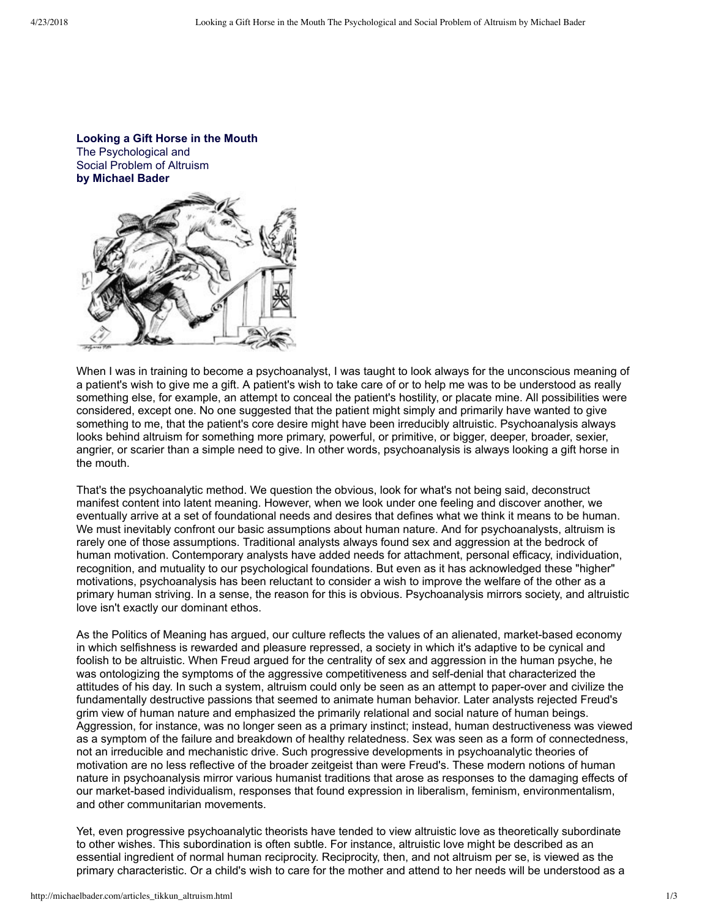**Looking a Gift Horse in the Mouth**
The Psychological and
Social Problem of Altruism
**by Michael Bader**

When I was in training to become a psychoanalyst, I was taught to look always for the unconscious meaning of a patient's wish to give me a gift. A patient's wish to take care of or to help me was to be understood as really something else, for example, an attempt to conceal the patient's hostility, or placate mine. All possibilities were considered, except one. No one suggested that the patient might simply and primarily have wanted to give something to me, that the patient's core desire might have been irreducibly altruistic. Psychoanalysis always looks behind altruism for something more primary, powerful, or primitive, or bigger, deeper, broader, sexier, angrier, or scarier than a simple need to give. In other words, psychoanalysis is always looking a gift horse in the mouth.

That's the psychoanalytic method. We question the obvious, look for what's not being said, deconstruct manifest content into latent meaning. However, when we look under one feeling and discover another, we eventually arrive at a set of foundational needs and desires that defines what we think it means to be human. We must inevitably confront our basic assumptions about human nature. And for psychoanalysts, altruism is rarely one of those assumptions. Traditional analysts always found sex and aggression at the bedrock of human motivation. Contemporary analysts have added needs for attachment, personal efficacy, individuation, recognition, and mutuality to our psychological foundations. But even as it has acknowledged these "higher" motivations, psychoanalysis has been reluctant to consider a wish to improve the welfare of the other as a primary human striving. In a sense, the reason for this is obvious. Psychoanalysis mirrors society, and altruistic love isn't exactly our dominant ethos.

As the Politics of Meaning has argued, our culture reflects the values of an alienated, market-based economy in which selfishness is rewarded and pleasure repressed, a society in which it's adaptive to be cynical and foolish to be altruistic. When Freud argued for the centrality of sex and aggression in the human psyche, he was ontologizing the symptoms of the aggressive competitiveness and self-denial that characterized the attitudes of his day. In such a system, altruism could only be seen as an attempt to paper-over and civilize the fundamentally destructive passions that seemed to animate human behavior. Later analysts rejected Freud's grim view of human nature and emphasized the primarily relational and social nature of human beings. Aggression, for instance, was no longer seen as a primary instinct; instead, human destructiveness was viewed as a symptom of the failure and breakdown of healthy relatedness. Sex was seen as a form of connectedness, not an irreducible and mechanistic drive. Such progressive developments in psychoanalytic theories of motivation are no less reflective of the broader zeitgeist than were Freud's. These modern notions of human nature in psychoanalysis mirror various humanist traditions that arose as responses to the damaging effects of our market-based individualism, responses that found expression in liberalism, feminism, environmentalism, and other communitarian movements.

Yet, even progressive psychoanalytic theorists have tended to view altruistic love as theoretically subordinate to other wishes. This subordination is often subtle. For instance, altruistic love might be described as an essential ingredient of normal human reciprocity. Reciprocity, then, and not altruism per se, is viewed as the primary characteristic. Or a child's wish to care for the mother and attend to her needs will be understood as a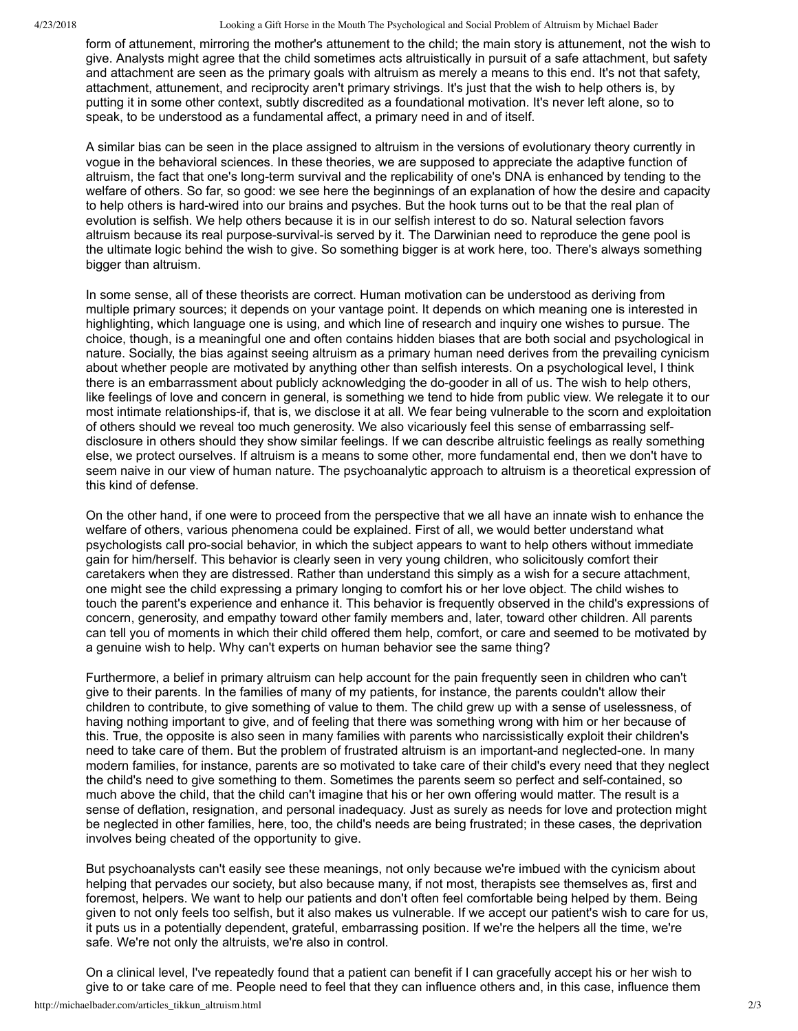form of attunement, mirroring the mother's attunement to the child; the main story is attunement, not the wish to give. Analysts might agree that the child sometimes acts altruistically in pursuit of a safe attachment, but safety and attachment are seen as the primary goals with altruism as merely a means to this end. It's not that safety, attachment, attunement, and reciprocity aren't primary strivings. It's just that the wish to help others is, by putting it in some other context, subtly discredited as a foundational motivation. It's never left alone, so to speak, to be understood as a fundamental affect, a primary need in and of itself.

A similar bias can be seen in the place assigned to altruism in the versions of evolutionary theory currently in vogue in the behavioral sciences. In these theories, we are supposed to appreciate the adaptive function of altruism, the fact that one's long-term survival and the replicability of one's DNA is enhanced by tending to the welfare of others. So far, so good: we see here the beginnings of an explanation of how the desire and capacity to help others is hard-wired into our brains and psyches. But the hook turns out to be that the real plan of evolution is selfish. We help others because it is in our selfish interest to do so. Natural selection favors altruism because its real purpose-survival-is served by it. The Darwinian need to reproduce the gene pool is the ultimate logic behind the wish to give. So something bigger is at work here, too. There's always something bigger than altruism.

In some sense, all of these theorists are correct. Human motivation can be understood as deriving from multiple primary sources; it depends on your vantage point. It depends on which meaning one is interested in highlighting, which language one is using, and which line of research and inquiry one wishes to pursue. The choice, though, is a meaningful one and often contains hidden biases that are both social and psychological in nature. Socially, the bias against seeing altruism as a primary human need derives from the prevailing cynicism about whether people are motivated by anything other than selfish interests. On a psychological level, I think there is an embarrassment about publicly acknowledging the do-gooder in all of us. The wish to help others, like feelings of love and concern in general, is something we tend to hide from public view. We relegate it to our most intimate relationships-if, that is, we disclose it at all. We fear being vulnerable to the scorn and exploitation of others should we reveal too much generosity. We also vicariously feel this sense of embarrassing self-disclosure in others should they show similar feelings. If we can describe altruistic feelings as really something else, we protect ourselves. If altruism is a means to some other, more fundamental end, then we don't have to seem naive in our view of human nature. The psychoanalytic approach to altruism is a theoretical expression of this kind of defense.

On the other hand, if one were to proceed from the perspective that we all have an innate wish to enhance the welfare of others, various phenomena could be explained. First of all, we would better understand what psychologists call pro-social behavior, in which the subject appears to want to help others without immediate gain for him/herself. This behavior is clearly seen in very young children, who solicitously comfort their caretakers when they are distressed. Rather than understand this simply as a wish for a secure attachment, one might see the child expressing a primary longing to comfort his or her love object. The child wishes to touch the parent's experience and enhance it. This behavior is frequently observed in the child's expressions of concern, generosity, and empathy toward other family members and, later, toward other children. All parents can tell you of moments in which their child offered them help, comfort, or care and seemed to be motivated by a genuine wish to help. Why can't experts on human behavior see the same thing?

Furthermore, a belief in primary altruism can help account for the pain frequently seen in children who can't give to their parents. In the families of many of my patients, for instance, the parents couldn't allow their children to contribute, to give something of value to them. The child grew up with a sense of uselessness, of having nothing important to give, and of feeling that there was something wrong with him or her because of this. True, the opposite is also seen in many families with parents who narcissistically exploit their children's need to take care of them. But the problem of frustrated altruism is an important-and neglected-one. In many modern families, for instance, parents are so motivated to take care of their child's every need that they neglect the child's need to give something to them. Sometimes the parents seem so perfect and self-contained, so much above the child, that the child can't imagine that his or her own offering would matter. The result is a sense of deflation, resignation, and personal inadequacy. Just as surely as needs for love and protection might be neglected in other families, here, too, the child's needs are being frustrated; in these cases, the deprivation involves being cheated of the opportunity to give.

But psychoanalysts can't easily see these meanings, not only because we're imbued with the cynicism about helping that pervades our society, but also because many, if not most, therapists see themselves as, first and foremost, helpers. We want to help our patients and don't often feel comfortable being helped by them. Being given to not only feels too selfish, but it also makes us vulnerable. If we accept our patient's wish to care for us, it puts us in a potentially dependent, grateful, embarrassing position. If we're the helpers all the time, we're safe. We're not only the altruists, we're also in control.

On a clinical level, I've repeatedly found that a patient can benefit if I can gracefully accept his or her wish to give to or take care of me. People need to feel that they can influence others and, in this case, influence them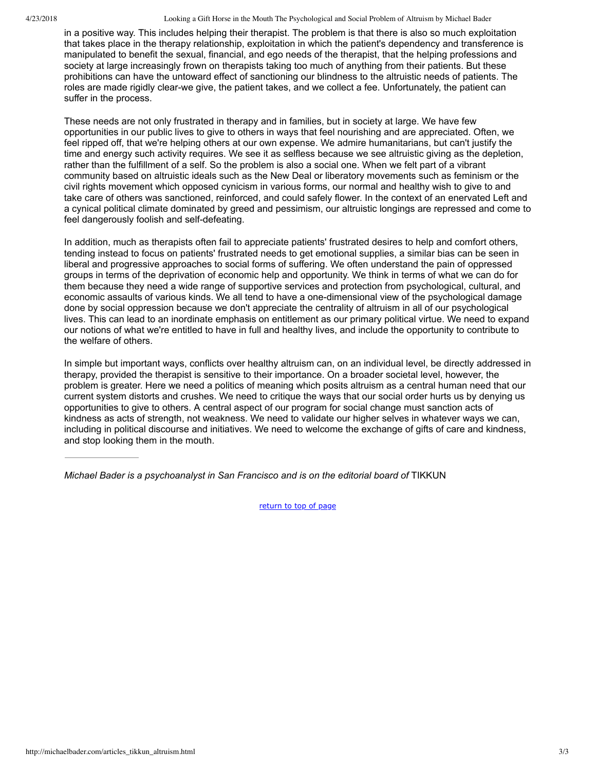in a positive way. This includes helping their therapist. The problem is that there is also so much exploitation that takes place in the therapy relationship, exploitation in which the patient's dependency and transference is manipulated to benefit the sexual, financial, and ego needs of the therapist, that the helping professions and society at large increasingly frown on therapists taking too much of anything from their patients. But these prohibitions can have the untoward effect of sanctioning our blindness to the altruistic needs of patients. The roles are made rigidly clear-we give, the patient takes, and we collect a fee. Unfortunately, the patient can suffer in the process.

These needs are not only frustrated in therapy and in families, but in society at large. We have few opportunities in our public lives to give to others in ways that feel nourishing and are appreciated. Often, we feel ripped off, that we're helping others at our own expense. We admire humanitarians, but can't justify the time and energy such activity requires. We see it as selfless because we see altruistic giving as the depletion, rather than the fulfillment of a self. So the problem is also a social one. When we felt part of a vibrant community based on altruistic ideals such as the New Deal or liberatory movements such as feminism or the civil rights movement which opposed cynicism in various forms, our normal and healthy wish to give to and take care of others was sanctioned, reinforced, and could safely flower. In the context of an enervated Left and a cynical political climate dominated by greed and pessimism, our altruistic longings are repressed and come to feel dangerously foolish and self-defeating.

In addition, much as therapists often fail to appreciate patients' frustrated desires to help and comfort others, tending instead to focus on patients' frustrated needs to get emotional supplies, a similar bias can be seen in liberal and progressive approaches to social forms of suffering. We often understand the pain of oppressed groups in terms of the deprivation of economic help and opportunity. We think in terms of what we can do for them because they need a wide range of supportive services and protection from psychological, cultural, and economic assaults of various kinds. We all tend to have a one-dimensional view of the psychological damage done by social oppression because we don't appreciate the centrality of altruism in all of our psychological lives. This can lead to an inordinate emphasis on entitlement as our primary political virtue. We need to expand our notions of what we're entitled to have in full and healthy lives, and include the opportunity to contribute to the welfare of others.

In simple but important ways, conflicts over healthy altruism can, on an individual level, be directly addressed in therapy, provided the therapist is sensitive to their importance. On a broader societal level, however, the problem is greater. Here we need a politics of meaning which posits altruism as a central human need that our current system distorts and crushes. We need to critique the ways that our social order hurts us by denying us opportunities to give to others. A central aspect of our program for social change must sanction acts of kindness as acts of strength, not weakness. We need to validate our higher selves in whatever ways we can, including in political discourse and initiatives. We need to welcome the exchange of gifts of care and kindness, and stop looking them in the mouth.

---

*Michael Bader is a psychoanalyst in San Francisco and is on the editorial board of* TIKKUN

return to top of page